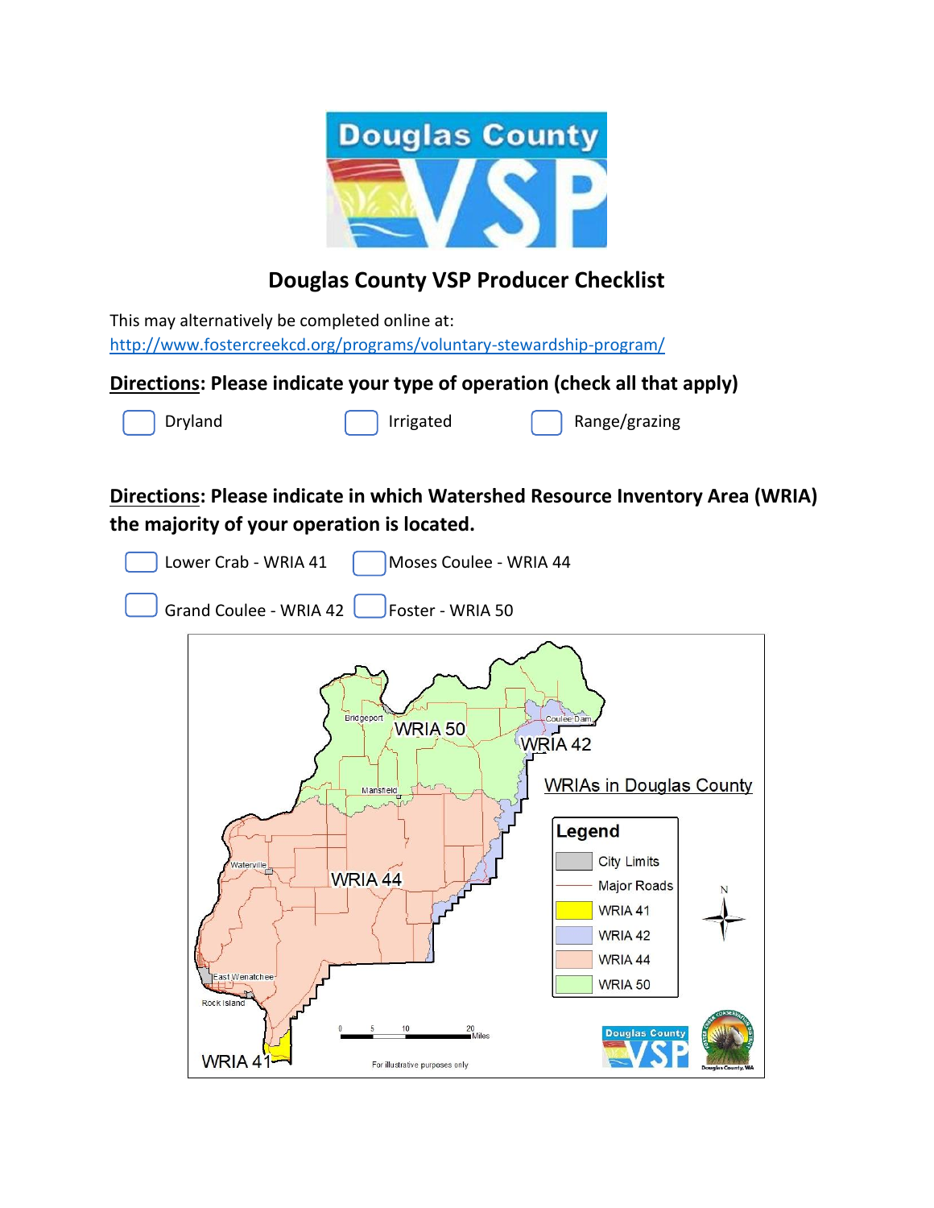# Douglas County VSP Producer Checklist

This may alternatively be completed online at:
http://www.fostercreekcd.org/programs/voluntary-stewardship-program/

**Directions: Please indicate your type of operation (check all that apply)**

☐ Dryland ☐ Irrigated ☐ Range/grazing

**Directions: Please indicate in which Watershed Resource Inventory Area (WRIA) the majority of your operation is located.**

☐ Lower Crab - WRIA 41 ☐ Moses Coulee - WRIA 44

☐ Grand Coulee - WRIA 42 ☐ Foster - WRIA 50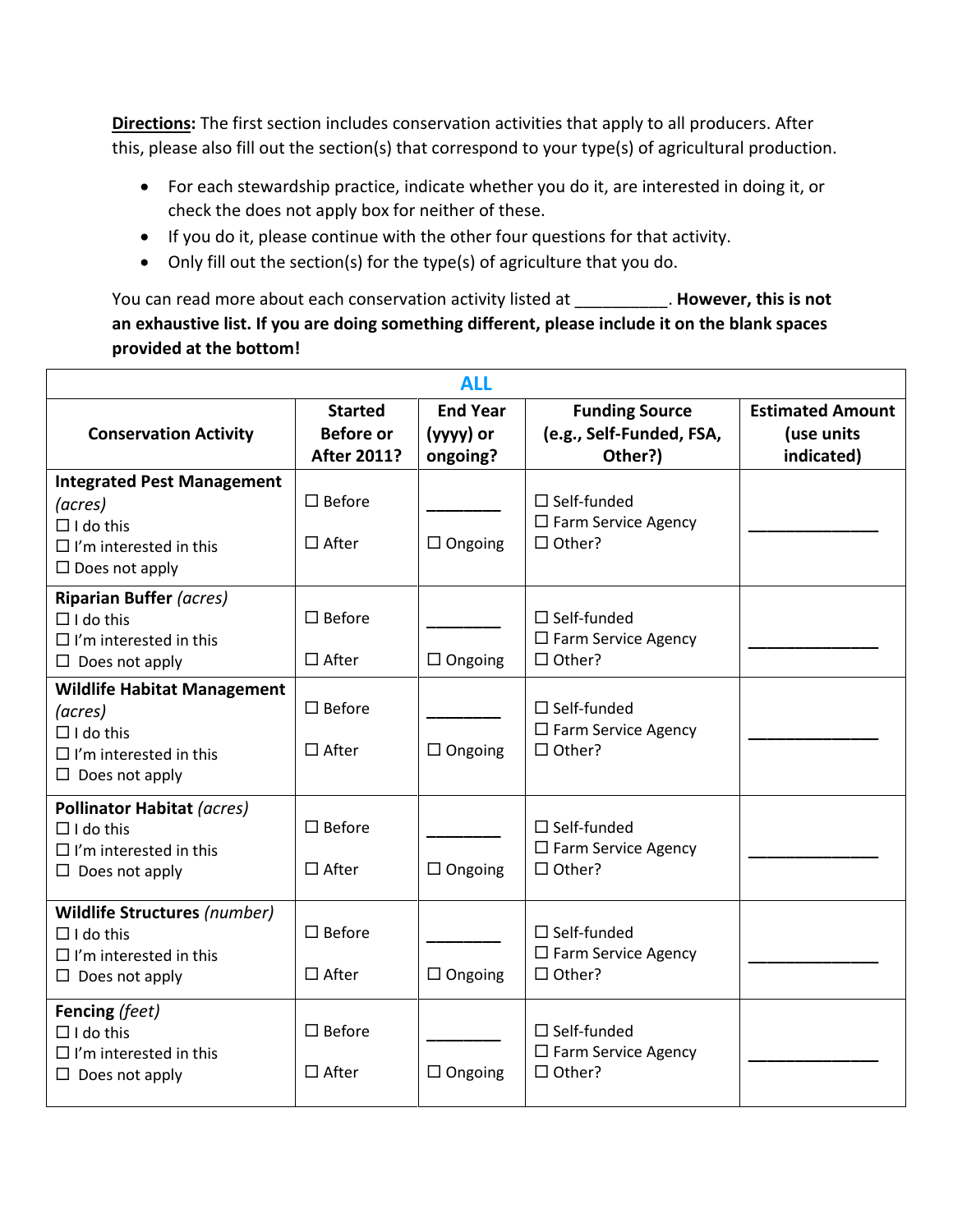**Directions:** The first section includes conservation activities that apply to all producers. After this, please also fill out the section(s) that correspond to your type(s) of agricultural production.

- For each stewardship practice, indicate whether you do it, are interested in doing it, or check the does not apply box for neither of these.
- If you do it, please continue with the other four questions for that activity.
- Only fill out the section(s) for the type(s) of agriculture that you do.

You can read more about each conservation activity listed at __________. **However, this is not an exhaustive list. If you are doing something different, please include it on the blank spaces provided at the bottom!**

| ALL | | | | |
|---|---|---|---|---|
| **Conservation Activity** | **Started Before or After 2011?** | **End Year (yyyy) or ongoing?** | **Funding Source (e.g., Self-Funded, FSA, Other?)** | **Estimated Amount (use units indicated)** |
| **Integrated Pest Management** *(acres)*<br>☐ I do this<br>☐ I'm interested in this<br>☐ Does not apply | ☐ Before<br>☐ After | ________<br>☐ Ongoing | ☐ Self-funded<br>☐ Farm Service Agency<br>☐ Other? | ______________ |
| **Riparian Buffer** *(acres)*<br>☐ I do this<br>☐ I'm interested in this<br>☐ Does not apply | ☐ Before<br>☐ After | ________<br>☐ Ongoing | ☐ Self-funded<br>☐ Farm Service Agency<br>☐ Other? | ______________ |
| **Wildlife Habitat Management** *(acres)*<br>☐ I do this<br>☐ I'm interested in this<br>☐ Does not apply | ☐ Before<br>☐ After | ________<br>☐ Ongoing | ☐ Self-funded<br>☐ Farm Service Agency<br>☐ Other? | ______________ |
| **Pollinator Habitat** *(acres)*<br>☐ I do this<br>☐ I'm interested in this<br>☐ Does not apply | ☐ Before<br>☐ After | ________<br>☐ Ongoing | ☐ Self-funded<br>☐ Farm Service Agency<br>☐ Other? | ______________ |
| **Wildlife Structures** *(number)*<br>☐ I do this<br>☐ I'm interested in this<br>☐ Does not apply | ☐ Before<br>☐ After | ________<br>☐ Ongoing | ☐ Self-funded<br>☐ Farm Service Agency<br>☐ Other? | ______________ |
| **Fencing** *(feet)*<br>☐ I do this<br>☐ I'm interested in this<br>☐ Does not apply | ☐ Before<br>☐ After | ________<br>☐ Ongoing | ☐ Self-funded<br>☐ Farm Service Agency<br>☐ Other? | ______________ |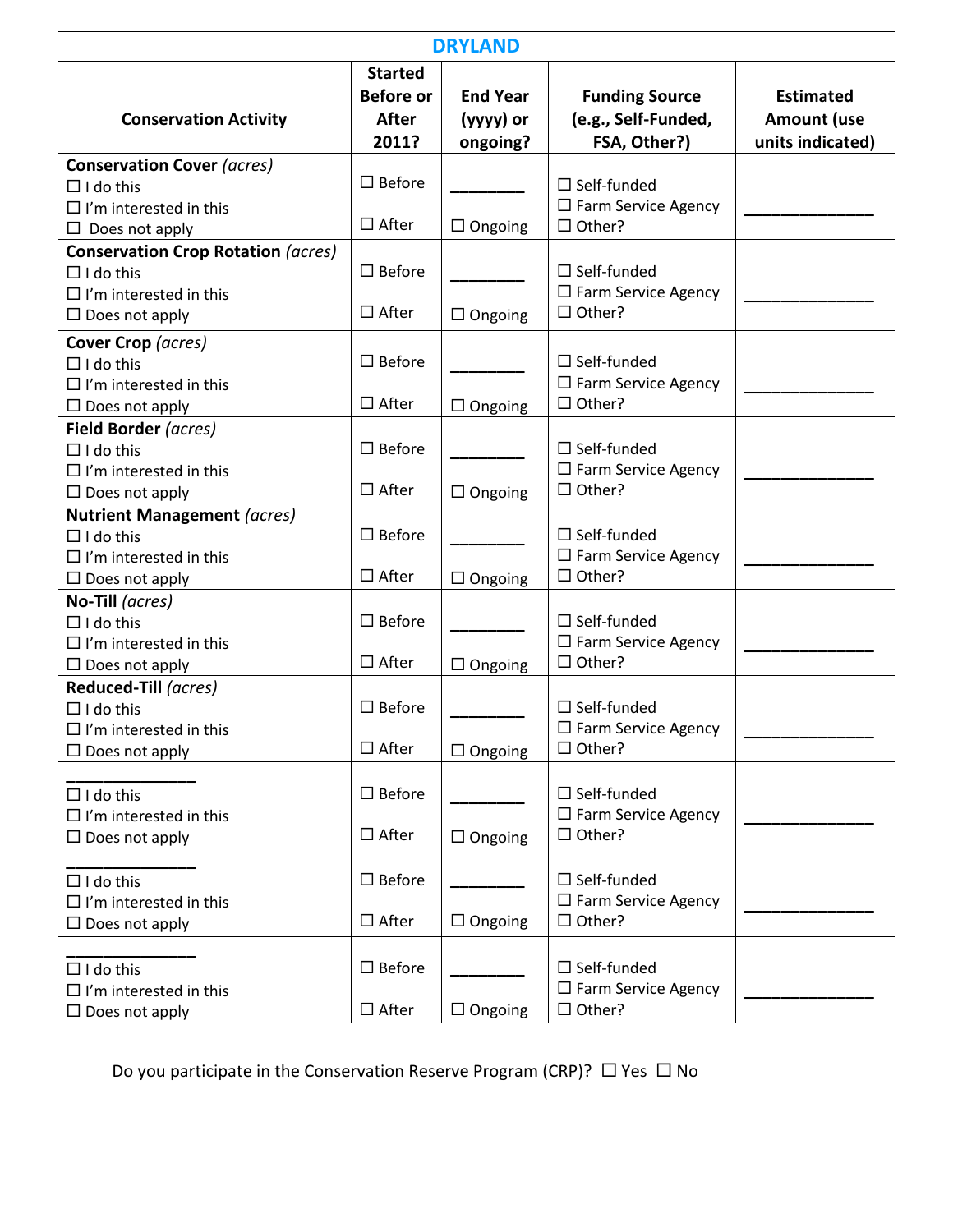| DRYLAND | | | | |
|---|---|---|---|---|
| **Conservation Activity** | **Started Before or After 2011?** | **End Year (yyyy) or ongoing?** | **Funding Source (e.g., Self-Funded, FSA, Other?)** | **Estimated Amount (use units indicated)** |
| **Conservation Cover** *(acres)*<br>☐ I do this<br>☐ I'm interested in this<br>☐ Does not apply | ☐ Before<br>☐ After | ________<br>☐ Ongoing | ☐ Self-funded<br>☐ Farm Service Agency<br>☐ Other? | ______________ |
| **Conservation Crop Rotation** *(acres)*<br>☐ I do this<br>☐ I'm interested in this<br>☐ Does not apply | ☐ Before<br>☐ After | ________<br>☐ Ongoing | ☐ Self-funded<br>☐ Farm Service Agency<br>☐ Other? | ______________ |
| **Cover Crop** *(acres)*<br>☐ I do this<br>☐ I'm interested in this<br>☐ Does not apply | ☐ Before<br>☐ After | ________<br>☐ Ongoing | ☐ Self-funded<br>☐ Farm Service Agency<br>☐ Other? | ______________ |
| **Field Border** *(acres)*<br>☐ I do this<br>☐ I'm interested in this<br>☐ Does not apply | ☐ Before<br>☐ After | ________<br>☐ Ongoing | ☐ Self-funded<br>☐ Farm Service Agency<br>☐ Other? | ______________ |
| **Nutrient Management** *(acres)*<br>☐ I do this<br>☐ I'm interested in this<br>☐ Does not apply | ☐ Before<br>☐ After | ________<br>☐ Ongoing | ☐ Self-funded<br>☐ Farm Service Agency<br>☐ Other? | ______________ |
| **No-Till** *(acres)*<br>☐ I do this<br>☐ I'm interested in this<br>☐ Does not apply | ☐ Before<br>☐ After | ________<br>☐ Ongoing | ☐ Self-funded<br>☐ Farm Service Agency<br>☐ Other? | ______________ |
| **Reduced-Till** *(acres)*<br>☐ I do this<br>☐ I'm interested in this<br>☐ Does not apply | ☐ Before<br>☐ After | ________<br>☐ Ongoing | ☐ Self-funded<br>☐ Farm Service Agency<br>☐ Other? | ______________ |
| ______________<br>☐ I do this<br>☐ I'm interested in this<br>☐ Does not apply | ☐ Before<br>☐ After | ________<br>☐ Ongoing | ☐ Self-funded<br>☐ Farm Service Agency<br>☐ Other? | ______________ |
| ______________<br>☐ I do this<br>☐ I'm interested in this<br>☐ Does not apply | ☐ Before<br>☐ After | ________<br>☐ Ongoing | ☐ Self-funded<br>☐ Farm Service Agency<br>☐ Other? | ______________ |
| ______________<br>☐ I do this<br>☐ I'm interested in this<br>☐ Does not apply | ☐ Before<br>☐ After | ________<br>☐ Ongoing | ☐ Self-funded<br>☐ Farm Service Agency<br>☐ Other? | ______________ |

Do you participate in the Conservation Reserve Program (CRP)? ☐ Yes ☐ No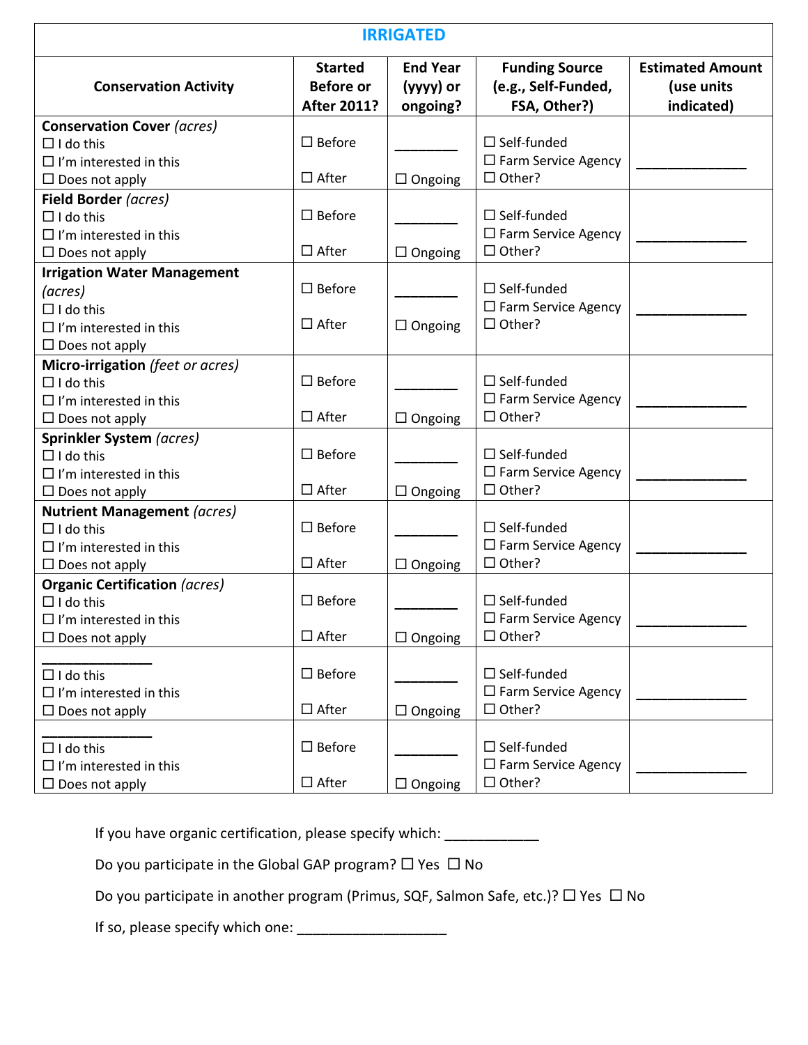| IRRIGATED | | | | |
|---|---|---|---|---|
| **Conservation Activity** | **Started Before or After 2011?** | **End Year (yyyy) or ongoing?** | **Funding Source (e.g., Self-Funded, FSA, Other?)** | **Estimated Amount (use units indicated)** |
| **Conservation Cover** *(acres)*<br>☐ I do this<br>☐ I'm interested in this<br>☐ Does not apply | ☐ Before<br>☐ After | ________<br>☐ Ongoing | ☐ Self-funded<br>☐ Farm Service Agency<br>☐ Other? | ______________ |
| **Field Border** *(acres)*<br>☐ I do this<br>☐ I'm interested in this<br>☐ Does not apply | ☐ Before<br>☐ After | ________<br>☐ Ongoing | ☐ Self-funded<br>☐ Farm Service Agency<br>☐ Other? | ______________ |
| **Irrigation Water Management** *(acres)*<br>☐ I do this<br>☐ I'm interested in this<br>☐ Does not apply | ☐ Before<br>☐ After | ________<br>☐ Ongoing | ☐ Self-funded<br>☐ Farm Service Agency<br>☐ Other? | ______________ |
| **Micro-irrigation** *(feet or acres)*<br>☐ I do this<br>☐ I'm interested in this<br>☐ Does not apply | ☐ Before<br>☐ After | ________<br>☐ Ongoing | ☐ Self-funded<br>☐ Farm Service Agency<br>☐ Other? | ______________ |
| **Sprinkler System** *(acres)*<br>☐ I do this<br>☐ I'm interested in this<br>☐ Does not apply | ☐ Before<br>☐ After | ________<br>☐ Ongoing | ☐ Self-funded<br>☐ Farm Service Agency<br>☐ Other? | ______________ |
| **Nutrient Management** *(acres)*<br>☐ I do this<br>☐ I'm interested in this<br>☐ Does not apply | ☐ Before<br>☐ After | ________<br>☐ Ongoing | ☐ Self-funded<br>☐ Farm Service Agency<br>☐ Other? | ______________ |
| **Organic Certification** *(acres)*<br>☐ I do this<br>☐ I'm interested in this<br>☐ Does not apply | ☐ Before<br>☐ After | ________<br>☐ Ongoing | ☐ Self-funded<br>☐ Farm Service Agency<br>☐ Other? | ______________ |
| ______________<br>☐ I do this<br>☐ I'm interested in this<br>☐ Does not apply | ☐ Before<br>☐ After | ________<br>☐ Ongoing | ☐ Self-funded<br>☐ Farm Service Agency<br>☐ Other? | ______________ |
| ______________<br>☐ I do this<br>☐ I'm interested in this<br>☐ Does not apply | ☐ Before<br>☐ After | ________<br>☐ Ongoing | ☐ Self-funded<br>☐ Farm Service Agency<br>☐ Other? | ______________ |

If you have organic certification, please specify which: ____________

Do you participate in the Global GAP program? ☐ Yes ☐ No

Do you participate in another program (Primus, SQF, Salmon Safe, etc.)? ☐ Yes ☐ No

If so, please specify which one: ___________________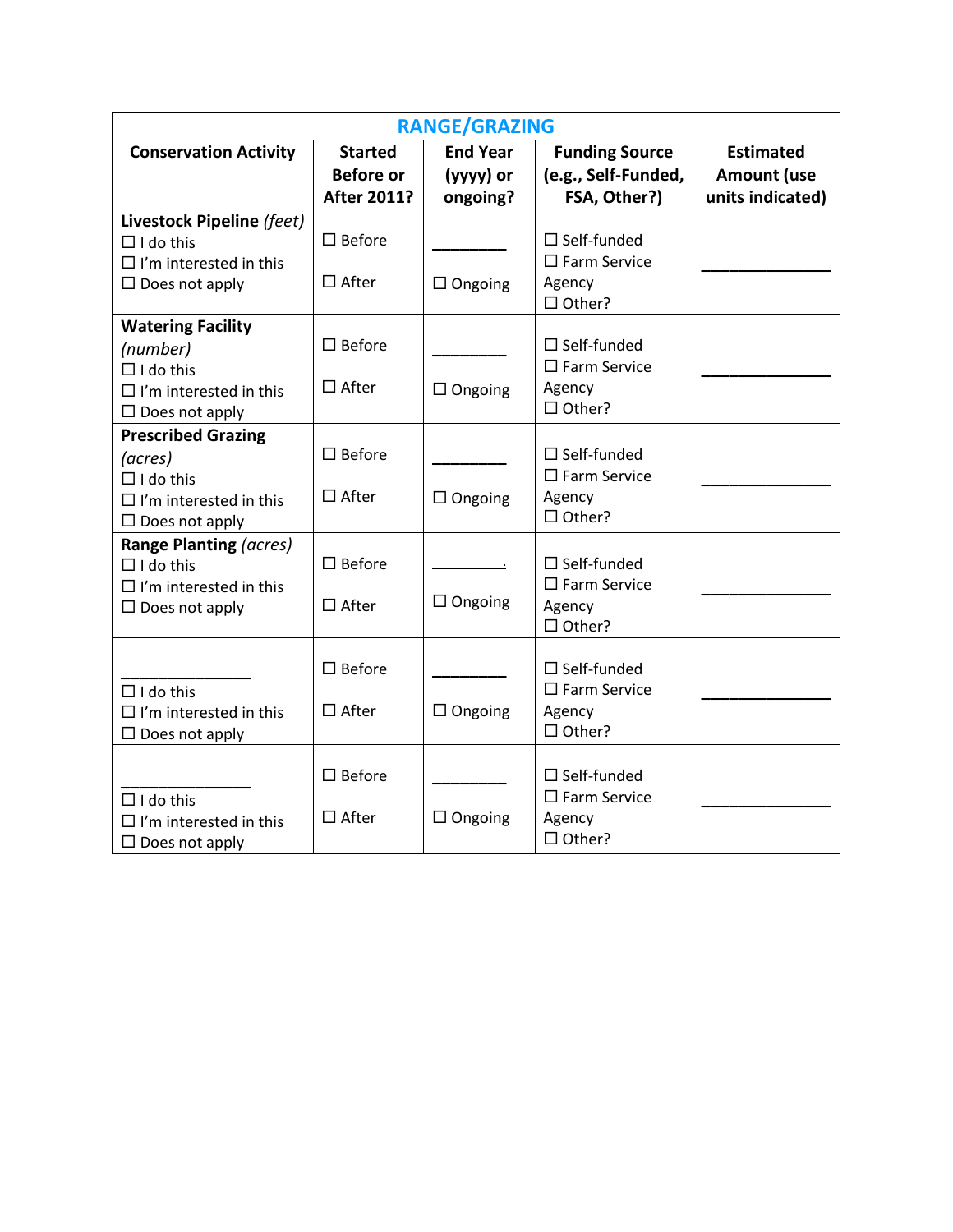| RANGE/GRAZING | | | | |
|---|---|---|---|---|
| **Conservation Activity** | **Started Before or After 2011?** | **End Year (yyyy) or ongoing?** | **Funding Source (e.g., Self-Funded, FSA, Other?)** | **Estimated Amount (use units indicated)** |
| **Livestock Pipeline** *(feet)*<br>☐ I do this<br>☐ I'm interested in this<br>☐ Does not apply | ☐ Before<br>☐ After | ________<br>☐ Ongoing | ☐ Self-funded<br>☐ Farm Service Agency<br>☐ Other? | ______________ |
| **Watering Facility** *(number)*<br>☐ I do this<br>☐ I'm interested in this<br>☐ Does not apply | ☐ Before<br>☐ After | ________<br>☐ Ongoing | ☐ Self-funded<br>☐ Farm Service Agency<br>☐ Other? | ______________ |
| **Prescribed Grazing** *(acres)*<br>☐ I do this<br>☐ I'm interested in this<br>☐ Does not apply | ☐ Before<br>☐ After | ________<br>☐ Ongoing | ☐ Self-funded<br>☐ Farm Service Agency<br>☐ Other? | ______________ |
| **Range Planting** *(acres)*<br>☐ I do this<br>☐ I'm interested in this<br>☐ Does not apply | ☐ Before<br>☐ After | ________<br>☐ Ongoing | ☐ Self-funded<br>☐ Farm Service Agency<br>☐ Other? | ______________ |
| ______________<br>☐ I do this<br>☐ I'm interested in this<br>☐ Does not apply | ☐ Before<br>☐ After | ________<br>☐ Ongoing | ☐ Self-funded<br>☐ Farm Service Agency<br>☐ Other? | ______________ |
| ______________<br>☐ I do this<br>☐ I'm interested in this<br>☐ Does not apply | ☐ Before<br>☐ After | ________<br>☐ Ongoing | ☐ Self-funded<br>☐ Farm Service Agency<br>☐ Other? | ______________ |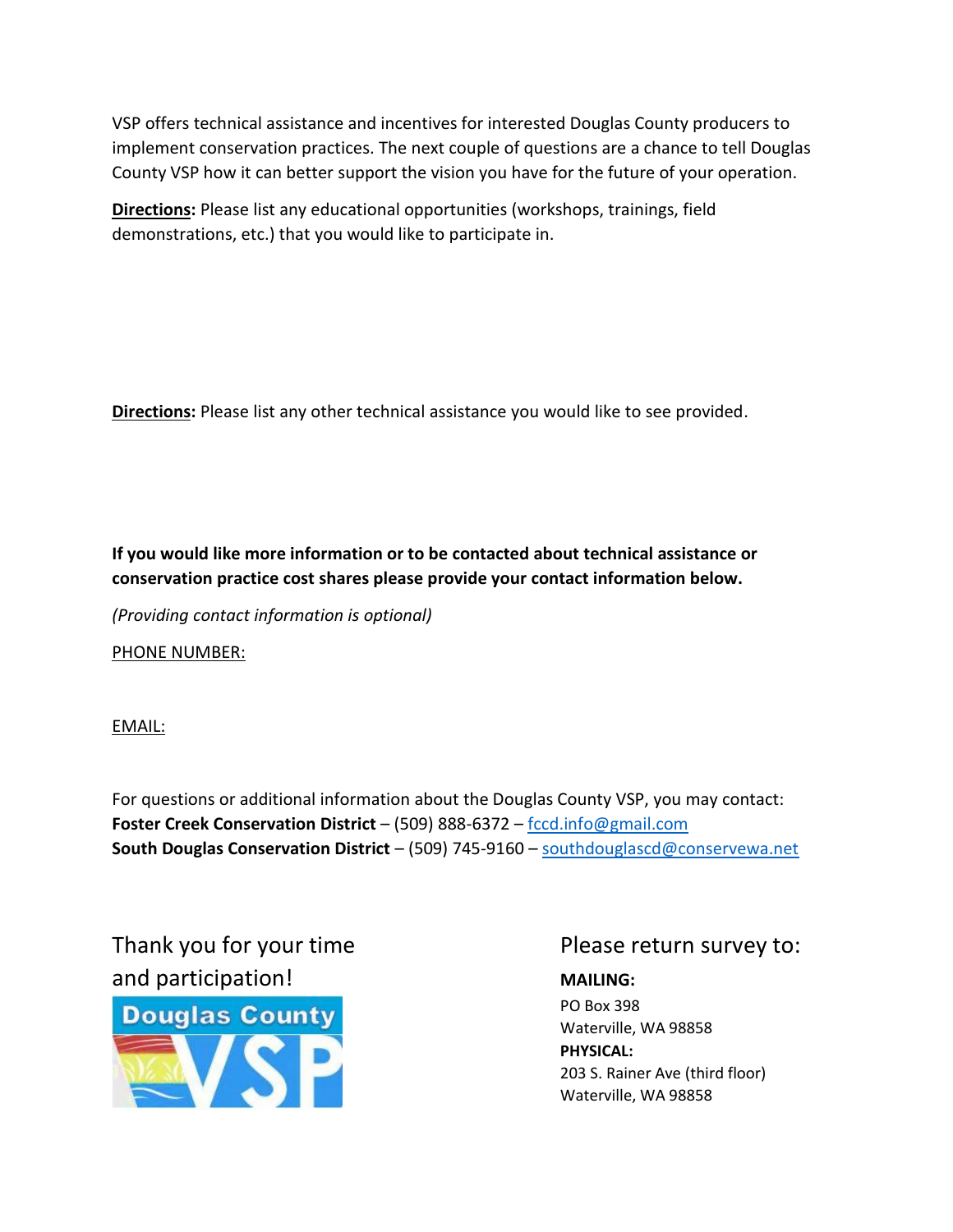VSP offers technical assistance and incentives for interested Douglas County producers to implement conservation practices. The next couple of questions are a chance to tell Douglas County VSP how it can better support the vision you have for the future of your operation.

**Directions:** Please list any educational opportunities (workshops, trainings, field demonstrations, etc.) that you would like to participate in.

**Directions:** Please list any other technical assistance you would like to see provided.

**If you would like more information or to be contacted about technical assistance or conservation practice cost shares please provide your contact information below.**

*(Providing contact information is optional)*

PHONE NUMBER:

EMAIL:

For questions or additional information about the Douglas County VSP, you may contact:
**Foster Creek Conservation District** – (509) 888-6372 – fccd.info@gmail.com
**South Douglas Conservation District** – (509) 745-9160 – southdouglascd@conservewa.net

Thank you for your time and participation!

Douglas County VSP

Please return survey to:

**MAILING:**
PO Box 398
Waterville, WA 98858

**PHYSICAL:**
203 S. Rainer Ave (third floor)
Waterville, WA 98858